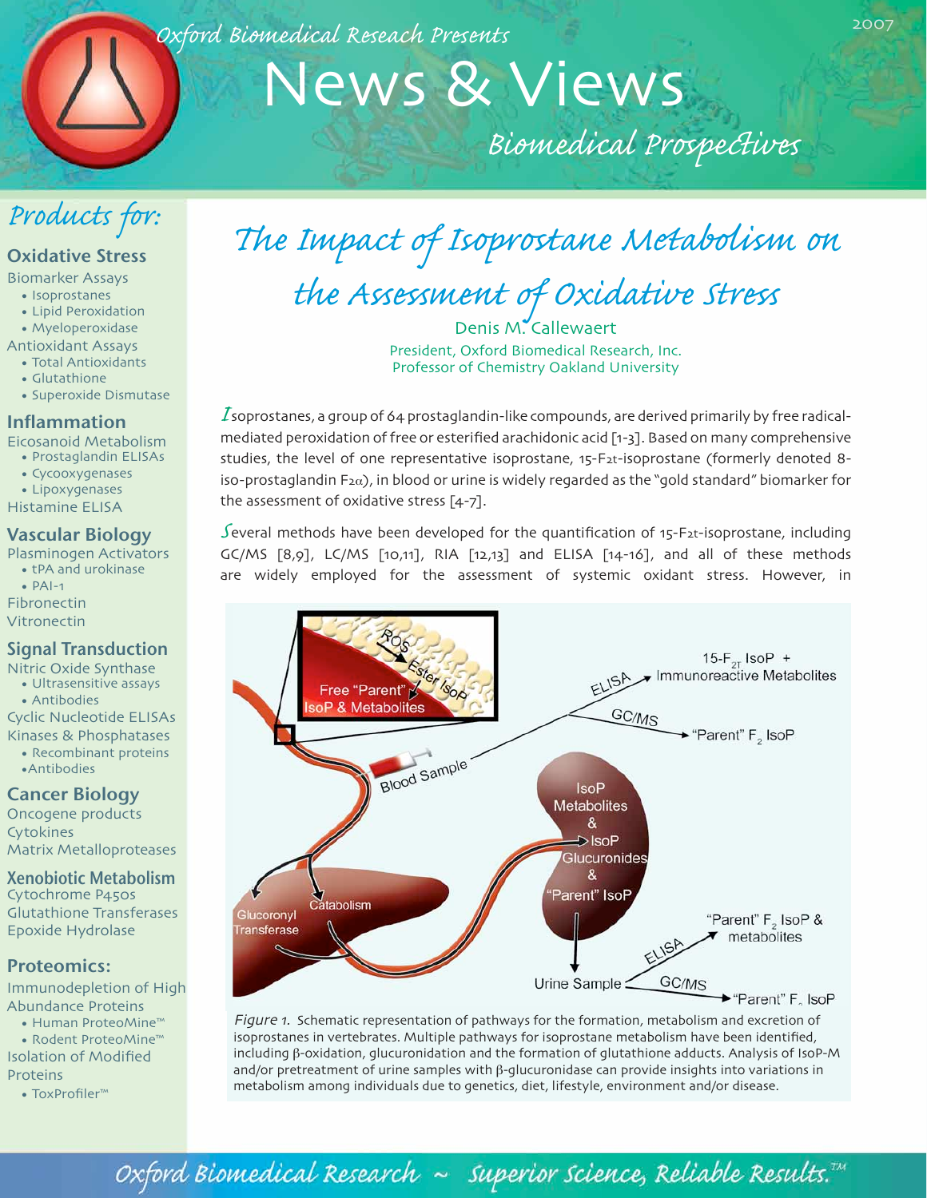# News & Views

*Oxford Biomedical Reseach Presents*

*Biomedical Prospectives*

## Products for:

### Oxidative Stress

Biomarker Assays
- Isoprostanes
- Lipid Peroxidation
- Myeloperoxidase

Antioxidant Assays
- Total Antioxidants
- Glutathione
- Superoxide Dismutase

### Inflammation

Eicosanoid Metabolism
- Prostaglandin ELISAs
- Cycooxygenases
- Lipoxygenases

Histamine ELISA

### Vascular Biology

Plasminogen Activators
- tPA and urokinase
- PAI-1

Fibronectin

Vitronectin

### Signal Transduction

Nitric Oxide Synthase
- Ultrasensitive assays
- Antibodies

Cyclic Nucleotide ELISAs

Kinases & Phosphatases
- Recombinant proteins
- Antibodies

### Cancer Biology

Oncogene products

Cytokines

Matrix Metalloproteases

### Xenobiotic Metabolism

Cytochrome P450s

Glutathione Transferases

Epoxide Hydrolase

### Proteomics:

Immunodepletion of High Abundance Proteins
- Human ProteoMine™
- Rodent ProteoMine™

Isolation of Modified Proteins
- ToxProfiler™

# The Impact of Isoprostane Metabolism on the Assessment of Oxidative Stress

Denis M. Callewaert

President, Oxford Biomedical Research, Inc.
Professor of Chemistry Oakland University

Isoprostanes, a group of 64 prostaglandin-like compounds, are derived primarily by free radical-mediated peroxidation of free or esterified arachidonic acid [1-3]. Based on many comprehensive studies, the level of one representative isoprostane, 15-$F_{2t}$-isoprostane (formerly denoted 8-iso-prostaglandin $F_{2\alpha}$), in blood or urine is widely regarded as the "gold standard" biomarker for the assessment of oxidative stress [4-7].

Several methods have been developed for the quantification of 15-$F_{2t}$-isoprostane, including GC/MS [8,9], LC/MS [10,11], RIA [12,13] and ELISA [14-16], and all of these methods are widely employed for the assessment of systemic oxidant stress. However, in

ROS
Ester IsoP
Free "Parent" IsoP & Metabolites
Blood Sample
ELISA
15-$F_{2T}$ IsoP + Immunoreactive Metabolites
GC/MS
"Parent" $F_2$ IsoP
IsoP Metabolites & IsoP Glucuronides & "Parent" IsoP
Glucoronyl Transferase
Catabolism
Urine Sample
ELISA
"Parent" $F_2$ IsoP & metabolites
GC/MS
"Parent" $F_2$ IsoP

*Figure 1.* Schematic representation of pathways for the formation, metabolism and excretion of isoprostanes in vertebrates. Multiple pathways for isoprostane metabolism have been identified, including β-oxidation, glucuronidation and the formation of glutathione adducts. Analysis of IsoP-M and/or pretreatment of urine samples with β-glucuronidase can provide insights into variations in metabolism among individuals due to genetics, diet, lifestyle, environment and/or disease.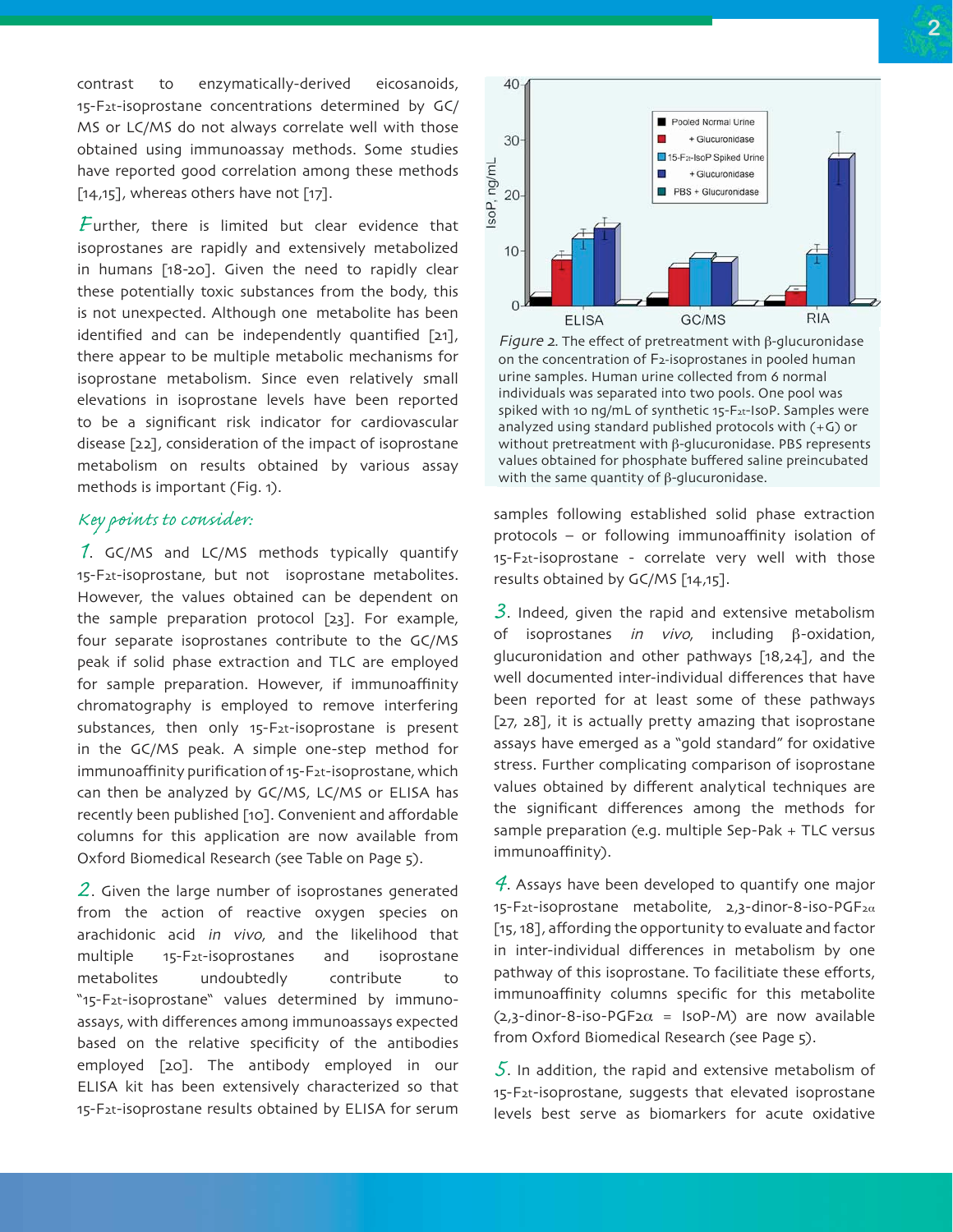contrast to enzymatically-derived eicosanoids, 15-$F_{2t}$-isoprostane concentrations determined by GC/MS or LC/MS do not always correlate well with those obtained using immunoassay methods. Some studies have reported good correlation among these methods [14,15], whereas others have not [17].

Further, there is limited but clear evidence that isoprostanes are rapidly and extensively metabolized in humans [18-20]. Given the need to rapidly clear these potentially toxic substances from the body, this is not unexpected. Although one metabolite has been identified and can be independently quantified [21], there appear to be multiple metabolic mechanisms for isoprostane metabolism. Since even relatively small elevations in isoprostane levels have been reported to be a significant risk indicator for cardiovascular disease [22], consideration of the impact of isoprostane metabolism on results obtained by various assay methods is important (Fig. 1).

## *Key points to consider:*

*1*. GC/MS and LC/MS methods typically quantify 15-$F_{2t}$-isoprostane, but not isoprostane metabolites. However, the values obtained can be dependent on the sample preparation protocol [23]. For example, four separate isoprostanes contribute to the GC/MS peak if solid phase extraction and TLC are employed for sample preparation. However, if immunoaffinity chromatography is employed to remove interfering substances, then only 15-$F_{2t}$-isoprostane is present in the GC/MS peak. A simple one-step method for immunoaffinity purification of 15-$F_{2t}$-isoprostane, which can then be analyzed by GC/MS, LC/MS or ELISA has recently been published [10]. Convenient and affordable columns for this application are now available from Oxford Biomedical Research (see Table on Page 5).

*2*. Given the large number of isoprostanes generated from the action of reactive oxygen species on arachidonic acid *in vivo*, and the likelihood that multiple 15-$F_{2t}$-isoprostanes and isoprostane metabolites undoubtedly contribute to "15-$F_{2t}$-isoprostane" values determined by immunoassays, with differences among immunoassays expected based on the relative specificity of the antibodies employed [20]. The antibody employed in our ELISA kit has been extensively characterized so that 15-$F_{2t}$-isoprostane results obtained by ELISA for serum samples following established solid phase extraction protocols – or following immunoaffinity isolation of 15-$F_{2t}$-isoprostane - correlate very well with those results obtained by GC/MS [14,15].

40
30
20
10
0
IsoP, ng/mL
ELISA
GC/MS
RIA
Pooled Normal Urine
+ Glucuronidase
15-F2t-IsoP Spiked Urine
+ Glucuronidase
PBS + Glucuronidase

*Figure 2.* The effect of pretreatment with β-glucuronidase on the concentration of $F_2$-isoprostanes in pooled human urine samples. Human urine collected from 6 normal individuals was separated into two pools. One pool was spiked with 10 ng/mL of synthetic 15-$F_{2t}$-IsoP. Samples were analyzed using standard published protocols with (+G) or without pretreatment with β-glucuronidase. PBS represents values obtained for phosphate buffered saline preincubated with the same quantity of β-glucuronidase.

*3*. Indeed, given the rapid and extensive metabolism of isoprostanes *in vivo*, including β-oxidation, glucuronidation and other pathways [18,24], and the well documented inter-individual differences that have been reported for at least some of these pathways [27, 28], it is actually pretty amazing that isoprostane assays have emerged as a "gold standard" for oxidative stress. Further complicating comparison of isoprostane values obtained by different analytical techniques are the significant differences among the methods for sample preparation (e.g. multiple Sep-Pak + TLC versus immunoaffinity).

*4*. Assays have been developed to quantify one major 15-$F_{2t}$-isoprostane metabolite, 2,3-dinor-8-iso-$PGF_{2\alpha}$ [15, 18], affording the opportunity to evaluate and factor in inter-individual differences in metabolism by one pathway of this isoprostane. To facilitiate these efforts, immunoaffinity columns specific for this metabolite (2,3-dinor-8-iso-$PGF_{2\alpha}$ = IsoP-M) are now available from Oxford Biomedical Research (see Page 5).

*5*. In addition, the rapid and extensive metabolism of 15-$F_{2t}$-isoprostane, suggests that elevated isoprostane levels best serve as biomarkers for acute oxidative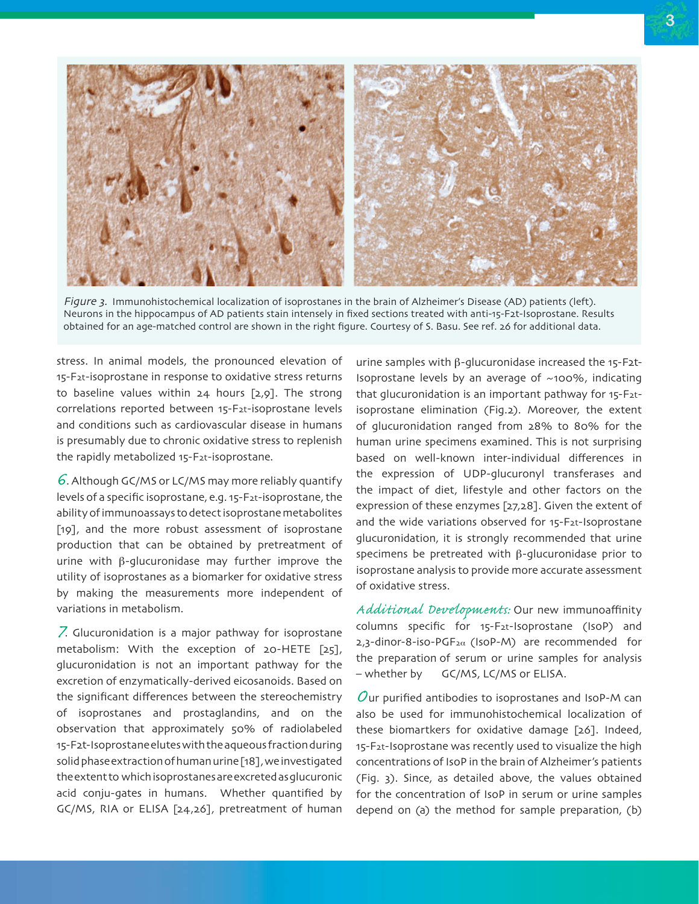*Figure 3.* Immunohistochemical localization of isoprostanes in the brain of Alzheimer's Disease (AD) patients (left). Neurons in the hippocampus of AD patients stain intensely in fixed sections treated with anti-15-$F_{2t}$-Isoprostane. Results obtained for an age-matched control are shown in the right figure. Courtesy of S. Basu. See ref. 26 for additional data.

stress. In animal models, the pronounced elevation of 15-$F_{2t}$-isoprostane in response to oxidative stress returns to baseline values within 24 hours [2,9]. The strong correlations reported between 15-$F_{2t}$-isoprostane levels and conditions such as cardiovascular disease in humans is presumably due to chronic oxidative stress to replenish the rapidly metabolized 15-$F_{2t}$-isoprostane.

*6.* Although GC/MS or LC/MS may more reliably quantify levels of a specific isoprostane, e.g. 15-$F_{2t}$-isoprostane, the ability of immunoassays to detect isoprostane metabolites [19], and the more robust assessment of isoprostane production that can be obtained by pretreatment of urine with β-glucuronidase may further improve the utility of isoprostanes as a biomarker for oxidative stress by making the measurements more independent of variations in metabolism.

*7.* Glucuronidation is a major pathway for isoprostane metabolism: With the exception of 20-HETE [25], glucuronidation is not an important pathway for the excretion of enzymatically-derived eicosanoids. Based on the significant differences between the stereochemistry of isoprostanes and prostaglandins, and on the observation that approximately 50% of radiolabeled 15-F2t-Isoprostane elutes with the aqueous fraction during solid phase extraction of human urine [18], we investigated the extent to which isoprostanes are excreted as glucuronic acid conju-gates in humans. Whether quantified by GC/MS, RIA or ELISA [24,26], pretreatment of human urine samples with β-glucuronidase increased the 15-$F_{2t}$-Isoprostane levels by an average of ~100%, indicating that glucuronidation is an important pathway for 15-$F_{2t}$-isoprostane elimination (Fig.2). Moreover, the extent of glucuronidation ranged from 28% to 80% for the human urine specimens examined. This is not surprising based on well-known inter-individual differences in the expression of UDP-glucuronyl transferases and the impact of diet, lifestyle and other factors on the expression of these enzymes [27,28]. Given the extent of and the wide variations observed for 15-$F_{2t}$-Isoprostane glucuronidation, it is strongly recommended that urine specimens be pretreated with β-glucuronidase prior to isoprostane analysis to provide more accurate assessment of oxidative stress.

*Additional Developments:* Our new immunoaffinity columns specific for 15-$F_{2t}$-Isoprostane (IsoP) and 2,3-dinor-8-iso-$PGF_{2\alpha}$ (IsoP-M) are recommended for the preparation of serum or urine samples for analysis – whether by GC/MS, LC/MS or ELISA.

*O*ur purified antibodies to isoprostanes and IsoP-M can also be used for immunohistochemical localization of these biomartkers for oxidative damage [26]. Indeed, 15-$F_{2t}$-Isoprostane was recently used to visualize the high concentrations of IsoP in the brain of Alzheimer's patients (Fig. 3). Since, as detailed above, the values obtained for the concentration of IsoP in serum or urine samples depend on (a) the method for sample preparation, (b)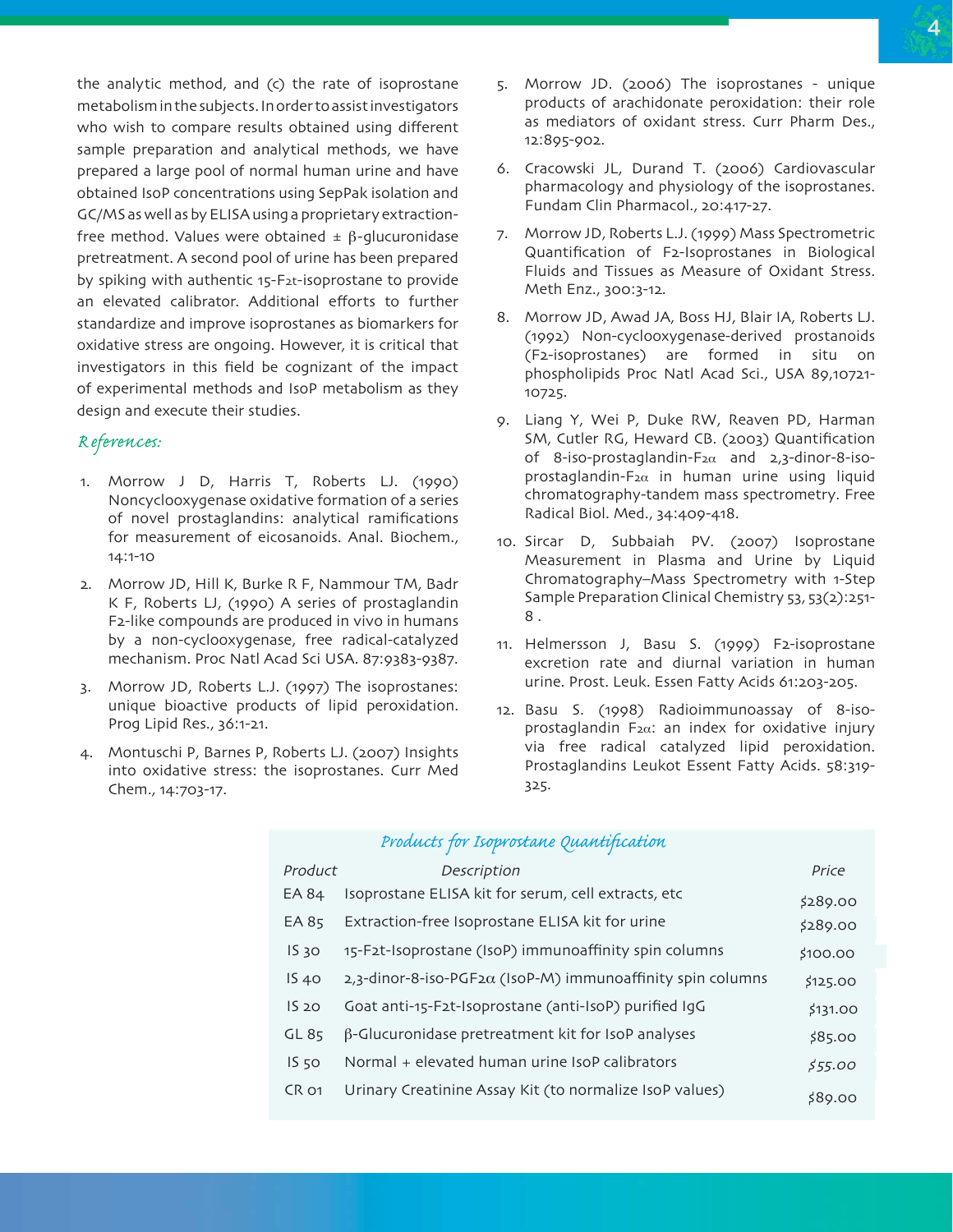the analytic method, and (c) the rate of isoprostane metabolism in the subjects. In order to assist investigators who wish to compare results obtained using different sample preparation and analytical methods, we have prepared a large pool of normal human urine and have obtained IsoP concentrations using SepPak isolation and GC/MS as well as by ELISA using a proprietary extraction-free method. Values were obtained ± β-glucuronidase pretreatment. A second pool of urine has been prepared by spiking with authentic 15-F2t-isoprostane to provide an elevated calibrator. Additional efforts to further standardize and improve isoprostanes as biomarkers for oxidative stress are ongoing. However, it is critical that investigators in this field be cognizant of the impact of experimental methods and IsoP metabolism as they design and execute their studies.

## *References:*

1. Morrow J D, Harris T, Roberts LJ. (1990) Noncyclooxygenase oxidative formation of a series of novel prostaglandins: analytical ramifications for measurement of eicosanoids. Anal. Biochem., 14:1-10
2. Morrow JD, Hill K, Burke R F, Nammour TM, Badr K F, Roberts LJ, (1990) A series of prostaglandin F2-like compounds are produced in vivo in humans by a non-cyclooxygenase, free radical-catalyzed mechanism. Proc Natl Acad Sci USA. 87:9383-9387.
3. Morrow JD, Roberts L.J. (1997) The isoprostanes: unique bioactive products of lipid peroxidation. Prog Lipid Res., 36:1-21.
4. Montuschi P, Barnes P, Roberts LJ. (2007) Insights into oxidative stress: the isoprostanes. Curr Med Chem., 14:703-17.
5. Morrow JD. (2006) The isoprostanes - unique products of arachidonate peroxidation: their role as mediators of oxidant stress. Curr Pharm Des., 12:895-902.
6. Cracowski JL, Durand T. (2006) Cardiovascular pharmacology and physiology of the isoprostanes. Fundam Clin Pharmacol., 20:417-27.
7. Morrow JD, Roberts L.J. (1999) Mass Spectrometric Quantification of F2-Isoprostanes in Biological Fluids and Tissues as Measure of Oxidant Stress. Meth Enz., 300:3-12.
8. Morrow JD, Awad JA, Boss HJ, Blair IA, Roberts LJ. (1992) Non-cyclooxygenase-derived prostanoids (F2-isoprostanes) are formed in situ on phospholipids Proc Natl Acad Sci., USA 89,10721-10725.
9. Liang Y, Wei P, Duke RW, Reaven PD, Harman SM, Cutler RG, Heward CB. (2003) Quantification of 8-iso-prostaglandin-F2α and 2,3-dinor-8-iso-prostaglandin-F2α in human urine using liquid chromatography-tandem mass spectrometry. Free Radical Biol. Med., 34:409-418.
10. Sircar D, Subbaiah PV. (2007) Isoprostane Measurement in Plasma and Urine by Liquid Chromatography–Mass Spectrometry with 1-Step Sample Preparation Clinical Chemistry 53, 53(2):251-8 .
11. Helmersson J, Basu S. (1999) F2-isoprostane excretion rate and diurnal variation in human urine. Prost. Leuk. Essen Fatty Acids 61:203-205.
12. Basu S. (1998) Radioimmunoassay of 8-iso-prostaglandin F2α: an index for oxidative injury via free radical catalyzed lipid peroxidation. Prostaglandins Leukot Essent Fatty Acids. 58:319-325.

## *Products for Isoprostane Quantification*

| *Product* | *Description* | *Price* |
|---|---|---|
| EA 84 | Isoprostane ELISA kit for serum, cell extracts, etc | $289.00 |
| EA 85 | Extraction-free Isoprostane ELISA kit for urine | $289.00 |
| IS 30 | 15-F2t-Isoprostane (IsoP) immunoaffinity spin columns | $100.00 |
| IS 40 | 2,3-dinor-8-iso-PGF2α (IsoP-M) immunoaffinity spin columns | $125.00 |
| IS 20 | Goat anti-15-F2t-Isoprostane (anti-IsoP) purified IgG | $131.00 |
| GL 85 | β-Glucuronidase pretreatment kit for IsoP analyses | $85.00 |
| IS 50 | Normal + elevated human urine IsoP calibrators | $55.00 |
| CR 01 | Urinary Creatinine Assay Kit (to normalize IsoP values) | $89.00 |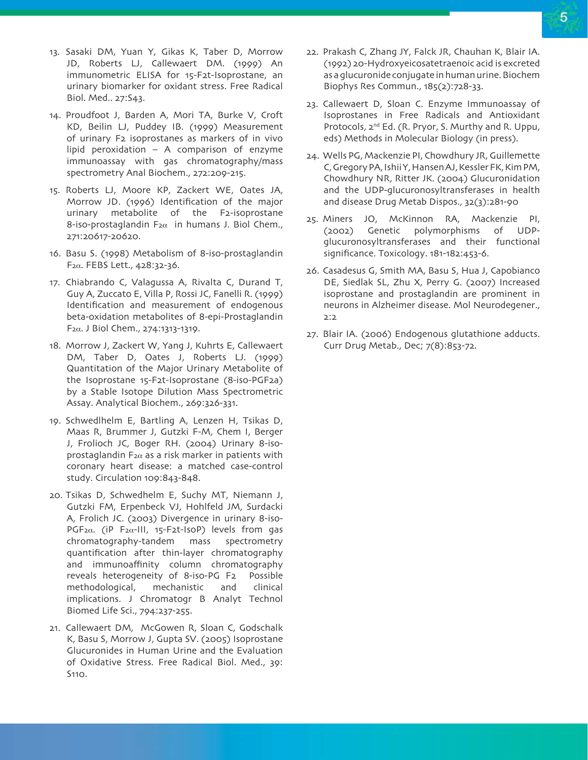13. Sasaki DM, Yuan Y, Gikas K, Taber D, Morrow JD, Roberts LJ, Callewaert DM. (1999) An immunometric ELISA for 15-F2t-Isoprostane, an urinary biomarker for oxidant stress. Free Radical Biol. Med.. 27:S43.

14. Proudfoot J, Barden A, Mori TA, Burke V, Croft KD, Beilin LJ, Puddey IB. (1999) Measurement of urinary F2 isoprostanes as markers of in vivo lipid peroxidation – A comparison of enzyme immunoassay with gas chromatography/mass spectrometry Anal Biochem., 272:209-215.

15. Roberts LJ, Moore KP, Zackert WE, Oates JA, Morrow JD. (1996) Identification of the major urinary metabolite of the F2-isoprostane 8-iso-prostaglandin $F_{2\alpha}$ in humans J. Biol Chem., 271:20617-20620.

16. Basu S. (1998) Metabolism of 8-iso-prostaglandin $F_{2\alpha}$. FEBS Lett., 428:32-36.

17. Chiabrando C, Valagussa A, Rivalta C, Durand T, Guy A, Zuccato E, Villa P, Rossi JC, Fanelli R. (1999) Identification and measurement of endogenous beta-oxidation metabolites of 8-epi-Prostaglandin $F_{2\alpha}$. J Biol Chem., 274:1313-1319.

18. Morrow J, Zackert W, Yang J, Kuhrts E, Callewaert DM, Taber D, Oates J, Roberts LJ. (1999) Quantitation of the Major Urinary Metabolite of the Isoprostane 15-F2t-Isoprostane (8-iso-PGF2a) by a Stable Isotope Dilution Mass Spectrometric Assay. Analytical Biochem., 269:326-331.

19. Schwedlhelm E, Bartling A, Lenzen H, Tsikas D, Maas R, Brummer J, Gutzki F-M, Chem I, Berger J, Frolioch JC, Boger RH. (2004) Urinary 8-iso-prostaglandin $F_{2\alpha}$ as a risk marker in patients with coronary heart disease: a matched case-control study. Circulation 109:843-848.

20. Tsikas D, Schwedhelm E, Suchy MT, Niemann J, Gutzki FM, Erpenbeck VJ, Hohlfeld JM, Surdacki A, Frolich JC. (2003) Divergence in urinary 8-iso-PG$F_{2\alpha}$. (iP $F_{2\alpha}$-III, 15-F2t-IsoP) levels from gas chromatography-tandem mass spectrometry quantification after thin-layer chromatography and immunoaffinity column chromatography reveals heterogeneity of 8-iso-PG F2 Possible methodological, mechanistic and clinical implications. J Chromatogr B Analyt Technol Biomed Life Sci., 794:237-255.

21. Callewaert DM, McGowen R, Sloan C, Godschalk K, Basu S, Morrow J, Gupta SV. (2005) Isoprostane Glucuronides in Human Urine and the Evaluation of Oxidative Stress. Free Radical Biol. Med., 39: S110.

22. Prakash C, Zhang JY, Falck JR, Chauhan K, Blair IA. (1992) 20-Hydroxyeicosatetraenoic acid is excreted as a glucuronide conjugate in human urine. Biochem Biophys Res Commun., 185(2):728-33.

23. Callewaert D, Sloan C. Enzyme Immunoassay of Isoprostanes in Free Radicals and Antioxidant Protocols, 2nd Ed. (R. Pryor, S. Murthy and R. Uppu, eds) Methods in Molecular Biology (in press).

24. Wells PG, Mackenzie PI, Chowdhury JR, Guillemette C, Gregory PA, Ishii Y, Hansen AJ, Kessler FK, Kim PM, Chowdhury NR, Ritter JK. (2004) Glucuronidation and the UDP-glucuronosyltransferases in health and disease Drug Metab Dispos., 32(3):281-90

25. Miners JO, McKinnon RA, Mackenzie PI, (2002) Genetic polymorphisms of UDP-glucuronosyltransferases and their functional significance. Toxicology. 181-182:453-6.

26. Casadesus G, Smith MA, Basu S, Hua J, Capobianco DE, Siedlak SL, Zhu X, Perry G. (2007) Increased isoprostane and prostaglandin are prominent in neurons in Alzheimer disease. Mol Neurodegener., 2:2

27. Blair IA. (2006) Endogenous glutathione adducts. Curr Drug Metab., Dec; 7(8):853-72.